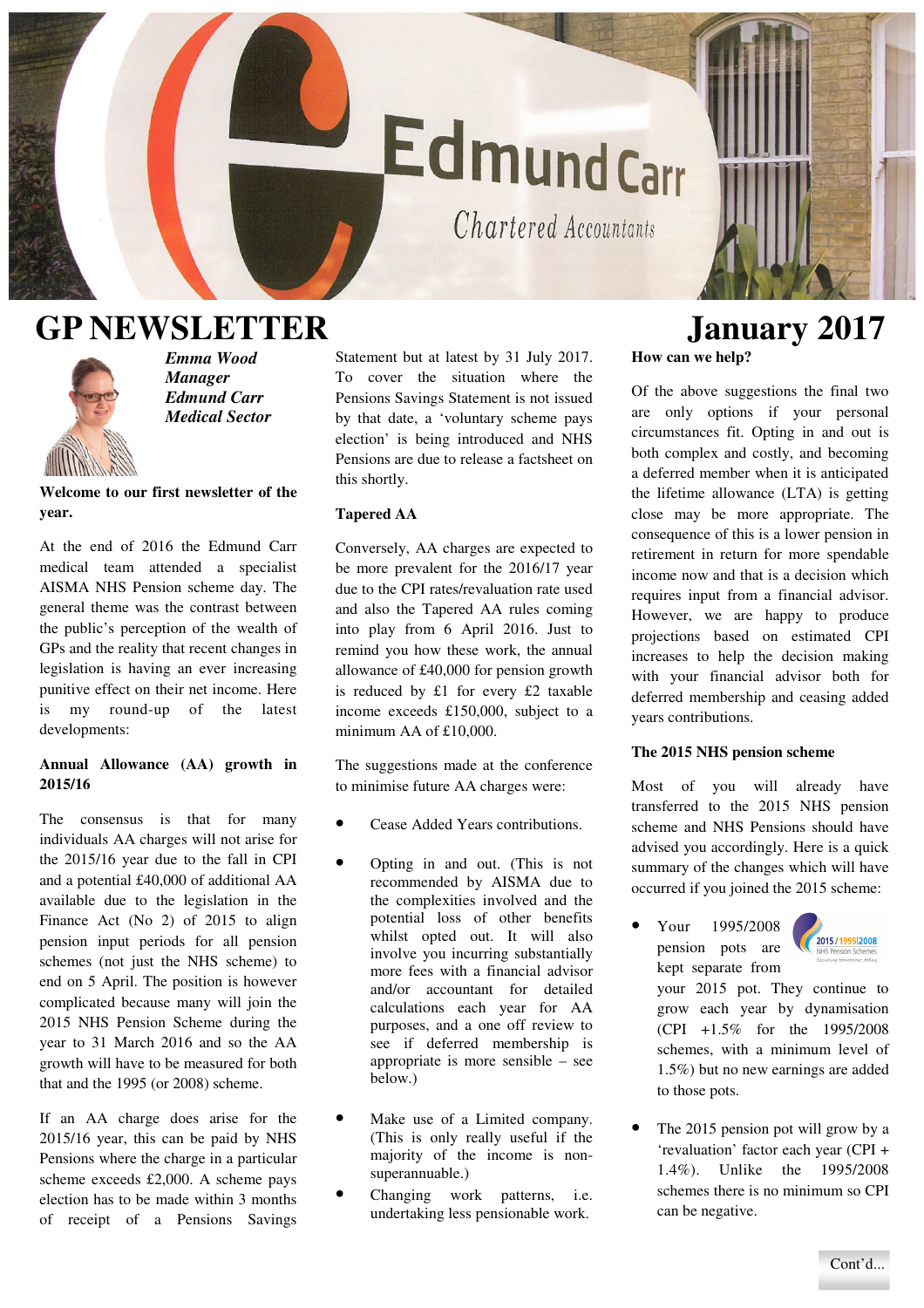# GP NEWSLETTER

# January 2017

*Emma Wood*
*Manager*
*Edmund Carr*
*Medical Sector*

**Welcome to our first newsletter of the year.**

At the end of 2016 the Edmund Carr medical team attended a specialist AISMA NHS Pension scheme day. The general theme was the contrast between the public's perception of the wealth of GPs and the reality that recent changes in legislation is having an ever increasing punitive effect on their net income. Here is my round-up of the latest developments:

### Annual Allowance (AA) growth in 2015/16

The consensus is that for many individuals AA charges will not arise for the 2015/16 year due to the fall in CPI and a potential £40,000 of additional AA available due to the legislation in the Finance Act (No 2) of 2015 to align pension input periods for all pension schemes (not just the NHS scheme) to end on 5 April. The position is however complicated because many will join the 2015 NHS Pension Scheme during the year to 31 March 2016 and so the AA growth will have to be measured for both that and the 1995 (or 2008) scheme.

If an AA charge does arise for the 2015/16 year, this can be paid by NHS Pensions where the charge in a particular scheme exceeds £2,000. A scheme pays election has to be made within 3 months of receipt of a Pensions Savings Statement but at latest by 31 July 2017. To cover the situation where the Pensions Savings Statement is not issued by that date, a 'voluntary scheme pays election' is being introduced and NHS Pensions are due to release a factsheet on this shortly.

### Tapered AA

Conversely, AA charges are expected to be more prevalent for the 2016/17 year due to the CPI rates/revaluation rate used and also the Tapered AA rules coming into play from 6 April 2016. Just to remind you how these work, the annual allowance of £40,000 for pension growth is reduced by £1 for every £2 taxable income exceeds £150,000, subject to a minimum AA of £10,000.

The suggestions made at the conference to minimise future AA charges were:

- Cease Added Years contributions.
- Opting in and out. (This is not recommended by AISMA due to the complexities involved and the potential loss of other benefits whilst opted out. It will also involve you incurring substantially more fees with a financial advisor and/or accountant for detailed calculations each year for AA purposes, and a one off review to see if deferred membership is appropriate is more sensible – see below.)
- Make use of a Limited company. (This is only really useful if the majority of the income is non-superannuable.)
- Changing work patterns, i.e. undertaking less pensionable work.

### How can we help?

Of the above suggestions the final two are only options if your personal circumstances fit. Opting in and out is both complex and costly, and becoming a deferred member when it is anticipated the lifetime allowance (LTA) is getting close may be more appropriate. The consequence of this is a lower pension in retirement in return for more spendable income now and that is a decision which requires input from a financial advisor. However, we are happy to produce projections based on estimated CPI increases to help the decision making with your financial advisor both for deferred membership and ceasing added years contributions.

### The 2015 NHS pension scheme

Most of you will already have transferred to the 2015 NHS pension scheme and NHS Pensions should have advised you accordingly. Here is a quick summary of the changes which will have occurred if you joined the 2015 scheme:

- Your 1995/2008 pension pots are kept separate from your 2015 pot. They continue to grow each year by dynamisation (CPI +1.5% for the 1995/2008 schemes, with a minimum level of 1.5%) but no new earnings are added to those pots.
- The 2015 pension pot will grow by a 'revaluation' factor each year (CPI + 1.4%). Unlike the 1995/2008 schemes there is no minimum so CPI can be negative.

Cont'd...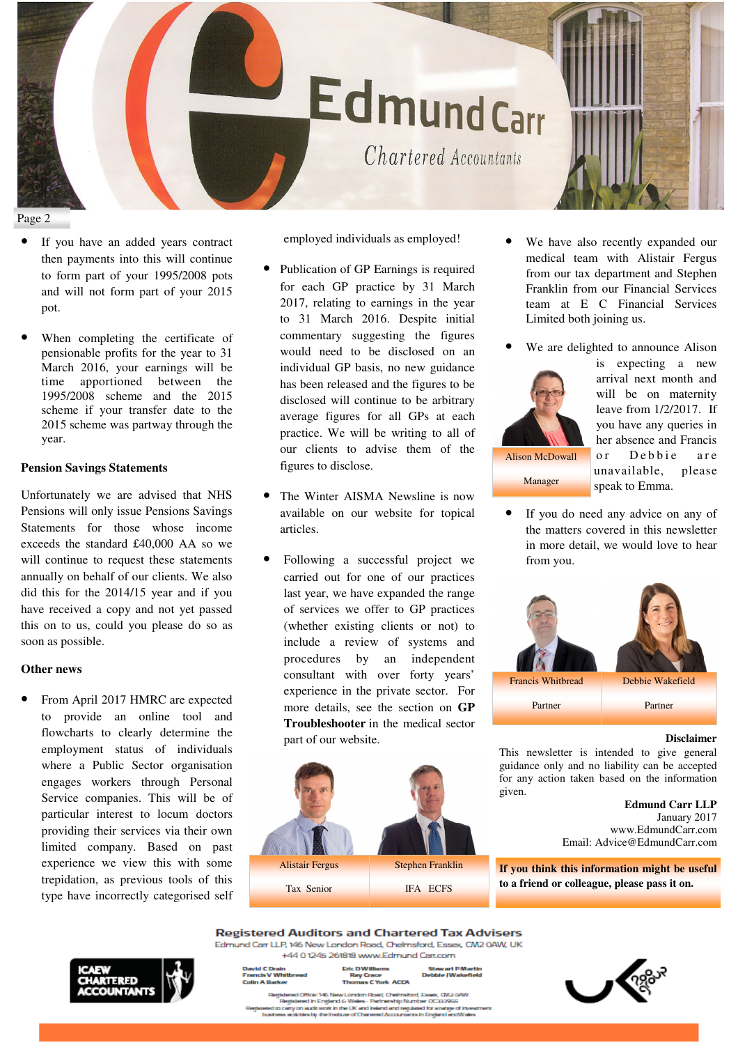- If you have an added years contract then payments into this will continue to form part of your 1995/2008 pots and will not form part of your 2015 pot.
- When completing the certificate of pensionable profits for the year to 31 March 2016, your earnings will be time apportioned between the 1995/2008 scheme and the 2015 scheme if your transfer date to the 2015 scheme was partway through the year.

**Pension Savings Statements**

Unfortunately we are advised that NHS Pensions will only issue Pensions Savings Statements for those whose income exceeds the standard £40,000 AA so we will continue to request these statements annually on behalf of our clients. We also did this for the 2014/15 year and if you have received a copy and not yet passed this on to us, could you please do so as soon as possible.

**Other news**

- From April 2017 HMRC are expected to provide an online tool and flowcharts to clearly determine the employment status of individuals where a Public Sector organisation engages workers through Personal Service companies. This will be of particular interest to locum doctors providing their services via their own limited company. Based on past experience we view this with some trepidation, as previous tools of this type have incorrectly categorised self employed individuals as employed!
- Publication of GP Earnings is required for each GP practice by 31 March 2017, relating to earnings in the year to 31 March 2016. Despite initial commentary suggesting the figures would need to be disclosed on an individual GP basis, no new guidance has been released and the figures to be disclosed will continue to be arbitrary average figures for all GPs at each practice. We will be writing to all of our clients to advise them of the figures to disclose.
- The Winter AISMA Newsline is now available on our website for topical articles.
- Following a successful project we carried out for one of our practices last year, we have expanded the range of services we offer to GP practices (whether existing clients or not) to include a review of systems and procedures by an independent consultant with over forty years' experience in the private sector. For more details, see the section on **GP Troubleshooter** in the medical sector part of our website.

Alistair Fergus
Tax Senior

Stephen Franklin
IFA ECFS

- We have also recently expanded our medical team with Alistair Fergus from our tax department and Stephen Franklin from our Financial Services team at E C Financial Services Limited both joining us.
- We are delighted to announce Alison is expecting a new arrival next month and will be on maternity leave from 1/2/2017. If you have any queries in her absence and Francis or Debbie are unavailable, please speak to Emma.

Alison McDowall
Manager

- If you do need any advice on any of the matters covered in this newsletter in more detail, we would love to hear from you.

Francis Whitbread
Partner

Debbie Wakefield
Partner

**Disclaimer**

This newsletter is intended to give general guidance only and no liability can be accepted for any action taken based on the information given.

**Edmund Carr LLP**
January 2017
www.EdmundCarr.com
Email: Advice@EdmundCarr.com

**If you think this information might be useful to a friend or colleague, please pass it on.**

**Registered Auditors and Chartered Tax Advisers**
Edmund Carr LLP, 146 New London Road, Chelmsford, Essex, CM2 0AW, UK
+44 0 1245 261818 www.Edmund Carr.com

ICAEW CHARTERED ACCOUNTANTS

David C Drain, Francis V Whitbread, Colin A Barker, Eric D Williams, Ray Crace, Thomas C York ACCA, Stewart P Martin, Debbie J Wakefield

Registered Office: 146 New London Road, Chelmsford, Essex, CM2 0AW
Registered in England & Wales - Partnership Number OC332966
Registered to carry on audit work in the UK and Ireland and regulated for a range of investment business activities by the Institute of Chartered Accountants in England and Wales